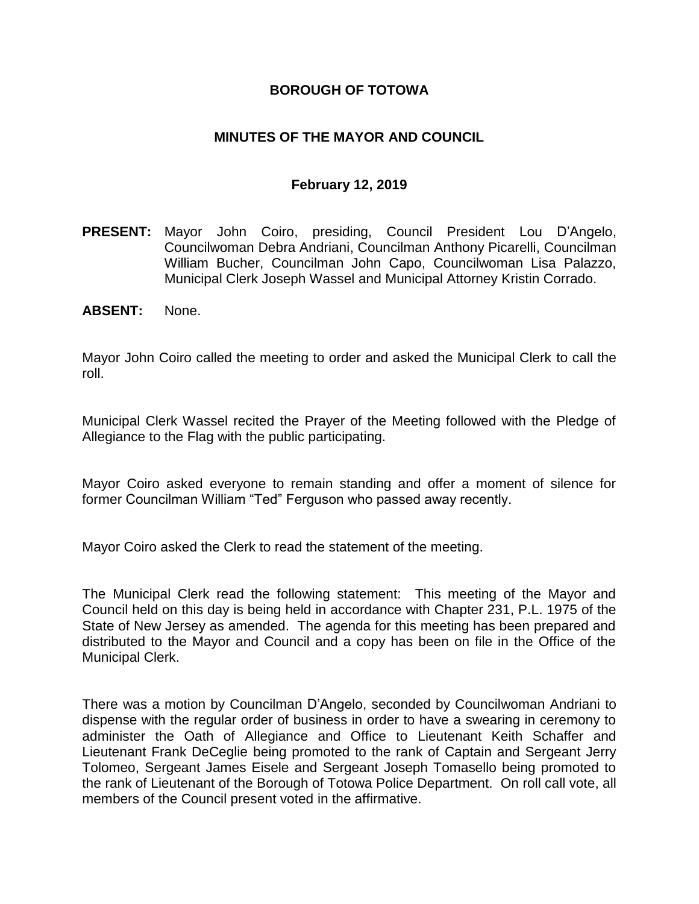# BOROUGH OF TOTOWA

## MINUTES OF THE MAYOR AND COUNCIL

### February 12, 2019

**PRESENT:** Mayor John Coiro, presiding, Council President Lou D'Angelo, Councilwoman Debra Andriani, Councilman Anthony Picarelli, Councilman William Bucher, Councilman John Capo, Councilwoman Lisa Palazzo, Municipal Clerk Joseph Wassel and Municipal Attorney Kristin Corrado.

**ABSENT:** None.

Mayor John Coiro called the meeting to order and asked the Municipal Clerk to call the roll.

Municipal Clerk Wassel recited the Prayer of the Meeting followed with the Pledge of Allegiance to the Flag with the public participating.

Mayor Coiro asked everyone to remain standing and offer a moment of silence for former Councilman William "Ted" Ferguson who passed away recently.

Mayor Coiro asked the Clerk to read the statement of the meeting.

The Municipal Clerk read the following statement: This meeting of the Mayor and Council held on this day is being held in accordance with Chapter 231, P.L. 1975 of the State of New Jersey as amended. The agenda for this meeting has been prepared and distributed to the Mayor and Council and a copy has been on file in the Office of the Municipal Clerk.

There was a motion by Councilman D'Angelo, seconded by Councilwoman Andriani to dispense with the regular order of business in order to have a swearing in ceremony to administer the Oath of Allegiance and Office to Lieutenant Keith Schaffer and Lieutenant Frank DeCeglie being promoted to the rank of Captain and Sergeant Jerry Tolomeo, Sergeant James Eisele and Sergeant Joseph Tomasello being promoted to the rank of Lieutenant of the Borough of Totowa Police Department. On roll call vote, all members of the Council present voted in the affirmative.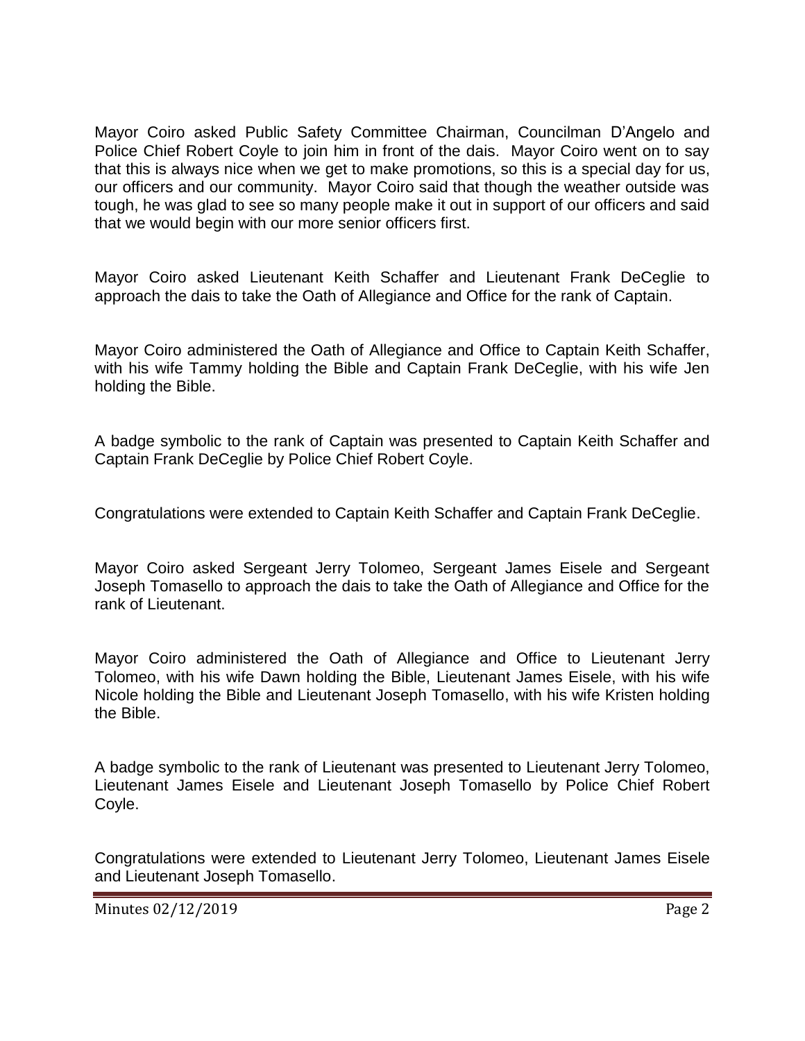Mayor Coiro asked Public Safety Committee Chairman, Councilman D'Angelo and Police Chief Robert Coyle to join him in front of the dais. Mayor Coiro went on to say that this is always nice when we get to make promotions, so this is a special day for us, our officers and our community. Mayor Coiro said that though the weather outside was tough, he was glad to see so many people make it out in support of our officers and said that we would begin with our more senior officers first.

Mayor Coiro asked Lieutenant Keith Schaffer and Lieutenant Frank DeCeglie to approach the dais to take the Oath of Allegiance and Office for the rank of Captain.

Mayor Coiro administered the Oath of Allegiance and Office to Captain Keith Schaffer, with his wife Tammy holding the Bible and Captain Frank DeCeglie, with his wife Jen holding the Bible.

A badge symbolic to the rank of Captain was presented to Captain Keith Schaffer and Captain Frank DeCeglie by Police Chief Robert Coyle.

Congratulations were extended to Captain Keith Schaffer and Captain Frank DeCeglie.

Mayor Coiro asked Sergeant Jerry Tolomeo, Sergeant James Eisele and Sergeant Joseph Tomasello to approach the dais to take the Oath of Allegiance and Office for the rank of Lieutenant.

Mayor Coiro administered the Oath of Allegiance and Office to Lieutenant Jerry Tolomeo, with his wife Dawn holding the Bible, Lieutenant James Eisele, with his wife Nicole holding the Bible and Lieutenant Joseph Tomasello, with his wife Kristen holding the Bible.

A badge symbolic to the rank of Lieutenant was presented to Lieutenant Jerry Tolomeo, Lieutenant James Eisele and Lieutenant Joseph Tomasello by Police Chief Robert Coyle.

Congratulations were extended to Lieutenant Jerry Tolomeo, Lieutenant James Eisele and Lieutenant Joseph Tomasello.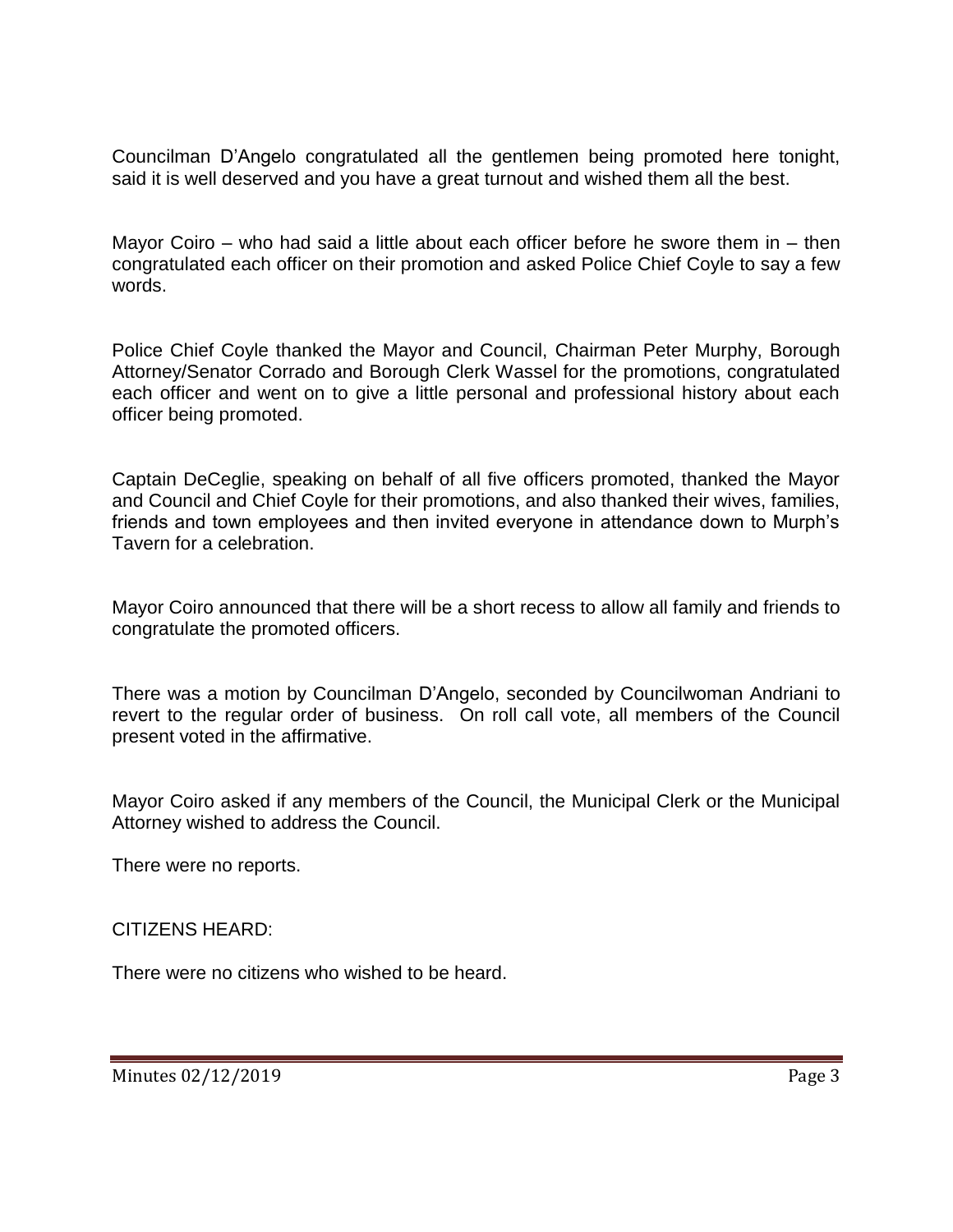Councilman D'Angelo congratulated all the gentlemen being promoted here tonight, said it is well deserved and you have a great turnout and wished them all the best.

Mayor Coiro – who had said a little about each officer before he swore them in – then congratulated each officer on their promotion and asked Police Chief Coyle to say a few words.

Police Chief Coyle thanked the Mayor and Council, Chairman Peter Murphy, Borough Attorney/Senator Corrado and Borough Clerk Wassel for the promotions, congratulated each officer and went on to give a little personal and professional history about each officer being promoted.

Captain DeCeglie, speaking on behalf of all five officers promoted, thanked the Mayor and Council and Chief Coyle for their promotions, and also thanked their wives, families, friends and town employees and then invited everyone in attendance down to Murph's Tavern for a celebration.

Mayor Coiro announced that there will be a short recess to allow all family and friends to congratulate the promoted officers.

There was a motion by Councilman D'Angelo, seconded by Councilwoman Andriani to revert to the regular order of business. On roll call vote, all members of the Council present voted in the affirmative.

Mayor Coiro asked if any members of the Council, the Municipal Clerk or the Municipal Attorney wished to address the Council.

There were no reports.

CITIZENS HEARD:

There were no citizens who wished to be heard.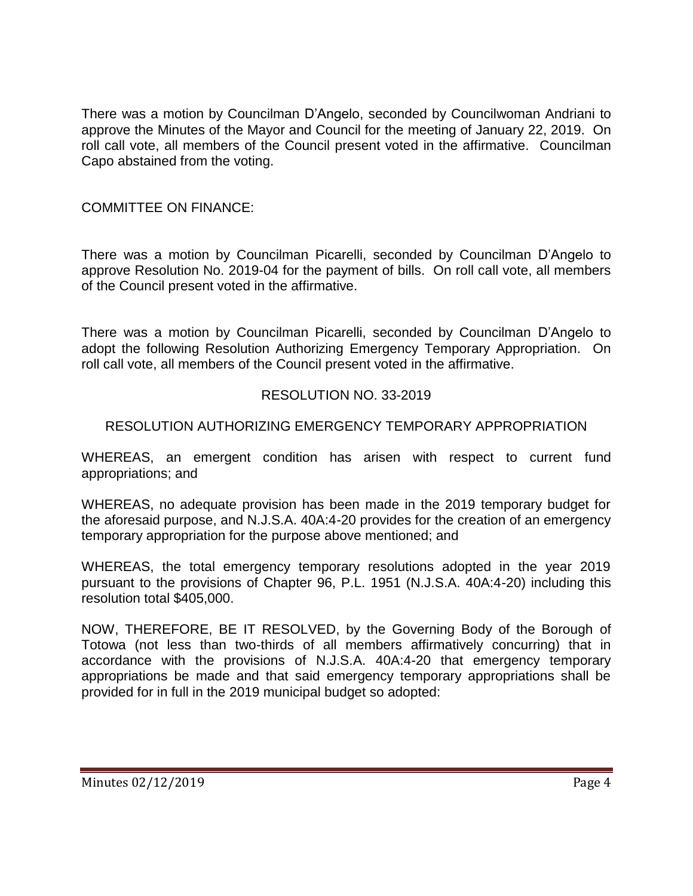There was a motion by Councilman D'Angelo, seconded by Councilwoman Andriani to approve the Minutes of the Mayor and Council for the meeting of January 22, 2019. On roll call vote, all members of the Council present voted in the affirmative. Councilman Capo abstained from the voting.

COMMITTEE ON FINANCE:

There was a motion by Councilman Picarelli, seconded by Councilman D'Angelo to approve Resolution No. 2019-04 for the payment of bills. On roll call vote, all members of the Council present voted in the affirmative.

There was a motion by Councilman Picarelli, seconded by Councilman D'Angelo to adopt the following Resolution Authorizing Emergency Temporary Appropriation. On roll call vote, all members of the Council present voted in the affirmative.

RESOLUTION NO. 33-2019

RESOLUTION AUTHORIZING EMERGENCY TEMPORARY APPROPRIATION

WHEREAS, an emergent condition has arisen with respect to current fund appropriations; and

WHEREAS, no adequate provision has been made in the 2019 temporary budget for the aforesaid purpose, and N.J.S.A. 40A:4-20 provides for the creation of an emergency temporary appropriation for the purpose above mentioned; and

WHEREAS, the total emergency temporary resolutions adopted in the year 2019 pursuant to the provisions of Chapter 96, P.L. 1951 (N.J.S.A. 40A:4-20) including this resolution total $405,000.

NOW, THEREFORE, BE IT RESOLVED, by the Governing Body of the Borough of Totowa (not less than two-thirds of all members affirmatively concurring) that in accordance with the provisions of N.J.S.A. 40A:4-20 that emergency temporary appropriations be made and that said emergency temporary appropriations shall be provided for in full in the 2019 municipal budget so adopted: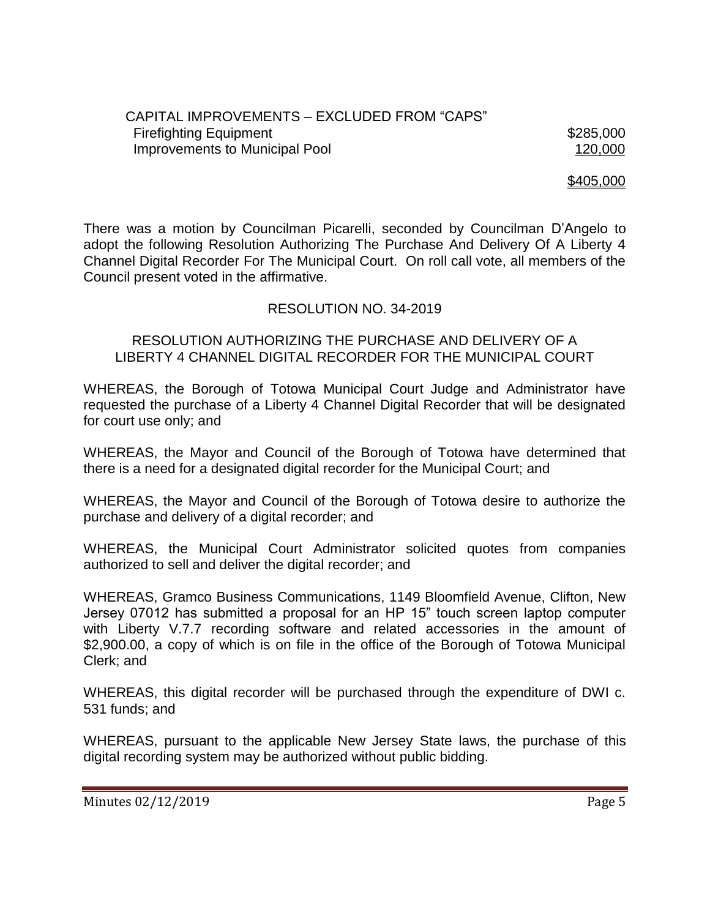CAPITAL IMPROVEMENTS – EXCLUDED FROM "CAPS"

| | |
|---|---|
| Firefighting Equipment | $285,000 |
| Improvements to Municipal Pool | 120,000 |
| | $405,000 |

There was a motion by Councilman Picarelli, seconded by Councilman D'Angelo to adopt the following Resolution Authorizing The Purchase And Delivery Of A Liberty 4 Channel Digital Recorder For The Municipal Court. On roll call vote, all members of the Council present voted in the affirmative.

RESOLUTION NO. 34-2019

RESOLUTION AUTHORIZING THE PURCHASE AND DELIVERY OF A LIBERTY 4 CHANNEL DIGITAL RECORDER FOR THE MUNICIPAL COURT

WHEREAS, the Borough of Totowa Municipal Court Judge and Administrator have requested the purchase of a Liberty 4 Channel Digital Recorder that will be designated for court use only; and

WHEREAS, the Mayor and Council of the Borough of Totowa have determined that there is a need for a designated digital recorder for the Municipal Court; and

WHEREAS, the Mayor and Council of the Borough of Totowa desire to authorize the purchase and delivery of a digital recorder; and

WHEREAS, the Municipal Court Administrator solicited quotes from companies authorized to sell and deliver the digital recorder; and

WHEREAS, Gramco Business Communications, 1149 Bloomfield Avenue, Clifton, New Jersey 07012 has submitted a proposal for an HP 15" touch screen laptop computer with Liberty V.7.7 recording software and related accessories in the amount of $2,900.00, a copy of which is on file in the office of the Borough of Totowa Municipal Clerk; and

WHEREAS, this digital recorder will be purchased through the expenditure of DWI c. 531 funds; and

WHEREAS, pursuant to the applicable New Jersey State laws, the purchase of this digital recording system may be authorized without public bidding.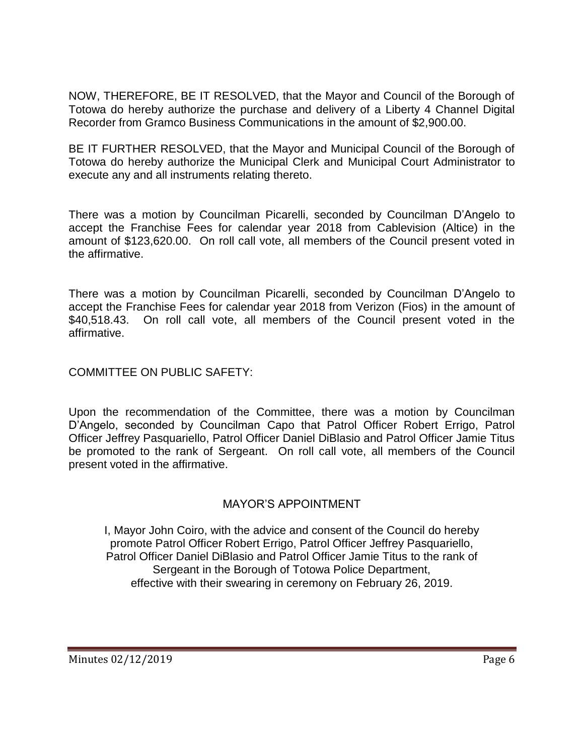NOW, THEREFORE, BE IT RESOLVED, that the Mayor and Council of the Borough of Totowa do hereby authorize the purchase and delivery of a Liberty 4 Channel Digital Recorder from Gramco Business Communications in the amount of $2,900.00.

BE IT FURTHER RESOLVED, that the Mayor and Municipal Council of the Borough of Totowa do hereby authorize the Municipal Clerk and Municipal Court Administrator to execute any and all instruments relating thereto.

There was a motion by Councilman Picarelli, seconded by Councilman D'Angelo to accept the Franchise Fees for calendar year 2018 from Cablevision (Altice) in the amount of $123,620.00. On roll call vote, all members of the Council present voted in the affirmative.

There was a motion by Councilman Picarelli, seconded by Councilman D'Angelo to accept the Franchise Fees for calendar year 2018 from Verizon (Fios) in the amount of $40,518.43. On roll call vote, all members of the Council present voted in the affirmative.

COMMITTEE ON PUBLIC SAFETY:

Upon the recommendation of the Committee, there was a motion by Councilman D'Angelo, seconded by Councilman Capo that Patrol Officer Robert Errigo, Patrol Officer Jeffrey Pasquariello, Patrol Officer Daniel DiBlasio and Patrol Officer Jamie Titus be promoted to the rank of Sergeant. On roll call vote, all members of the Council present voted in the affirmative.

## MAYOR'S APPOINTMENT

I, Mayor John Coiro, with the advice and consent of the Council do hereby promote Patrol Officer Robert Errigo, Patrol Officer Jeffrey Pasquariello, Patrol Officer Daniel DiBlasio and Patrol Officer Jamie Titus to the rank of Sergeant in the Borough of Totowa Police Department, effective with their swearing in ceremony on February 26, 2019.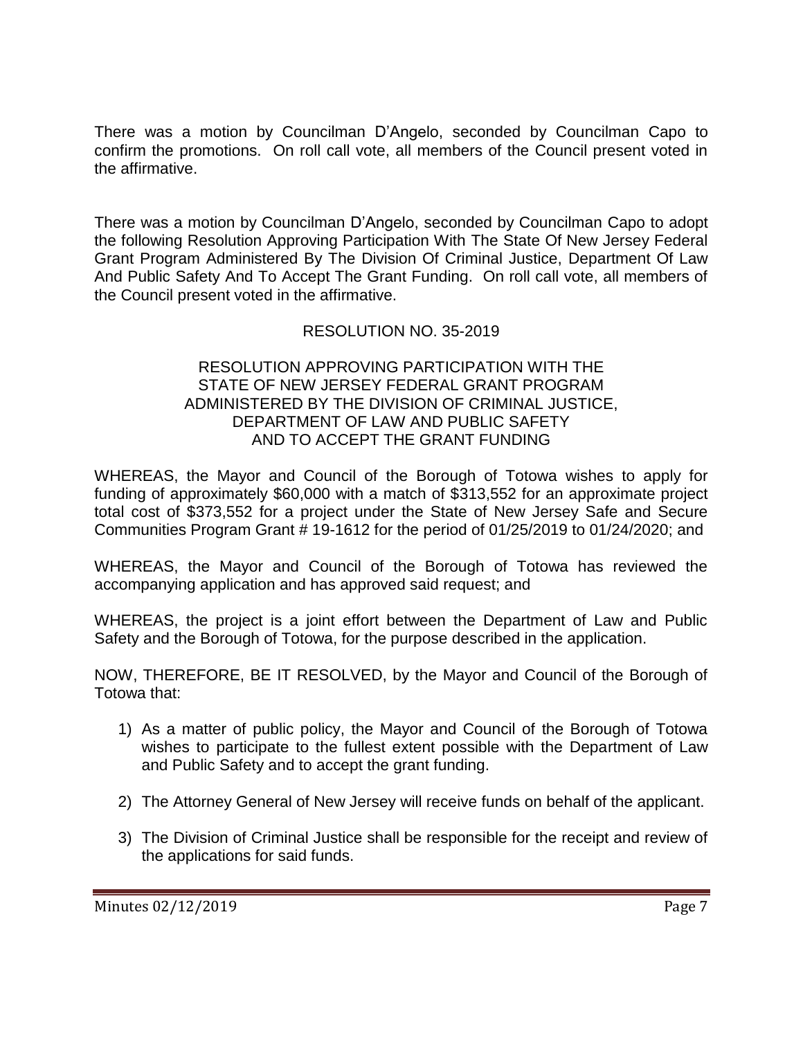There was a motion by Councilman D'Angelo, seconded by Councilman Capo to confirm the promotions. On roll call vote, all members of the Council present voted in the affirmative.

There was a motion by Councilman D'Angelo, seconded by Councilman Capo to adopt the following Resolution Approving Participation With The State Of New Jersey Federal Grant Program Administered By The Division Of Criminal Justice, Department Of Law And Public Safety And To Accept The Grant Funding. On roll call vote, all members of the Council present voted in the affirmative.

RESOLUTION NO. 35-2019

RESOLUTION APPROVING PARTICIPATION WITH THE STATE OF NEW JERSEY FEDERAL GRANT PROGRAM ADMINISTERED BY THE DIVISION OF CRIMINAL JUSTICE, DEPARTMENT OF LAW AND PUBLIC SAFETY AND TO ACCEPT THE GRANT FUNDING

WHEREAS, the Mayor and Council of the Borough of Totowa wishes to apply for funding of approximately $60,000 with a match of $313,552 for an approximate project total cost of $373,552 for a project under the State of New Jersey Safe and Secure Communities Program Grant # 19-1612 for the period of 01/25/2019 to 01/24/2020; and

WHEREAS, the Mayor and Council of the Borough of Totowa has reviewed the accompanying application and has approved said request; and

WHEREAS, the project is a joint effort between the Department of Law and Public Safety and the Borough of Totowa, for the purpose described in the application.

NOW, THEREFORE, BE IT RESOLVED, by the Mayor and Council of the Borough of Totowa that:

1) As a matter of public policy, the Mayor and Council of the Borough of Totowa wishes to participate to the fullest extent possible with the Department of Law and Public Safety and to accept the grant funding.

2) The Attorney General of New Jersey will receive funds on behalf of the applicant.

3) The Division of Criminal Justice shall be responsible for the receipt and review of the applications for said funds.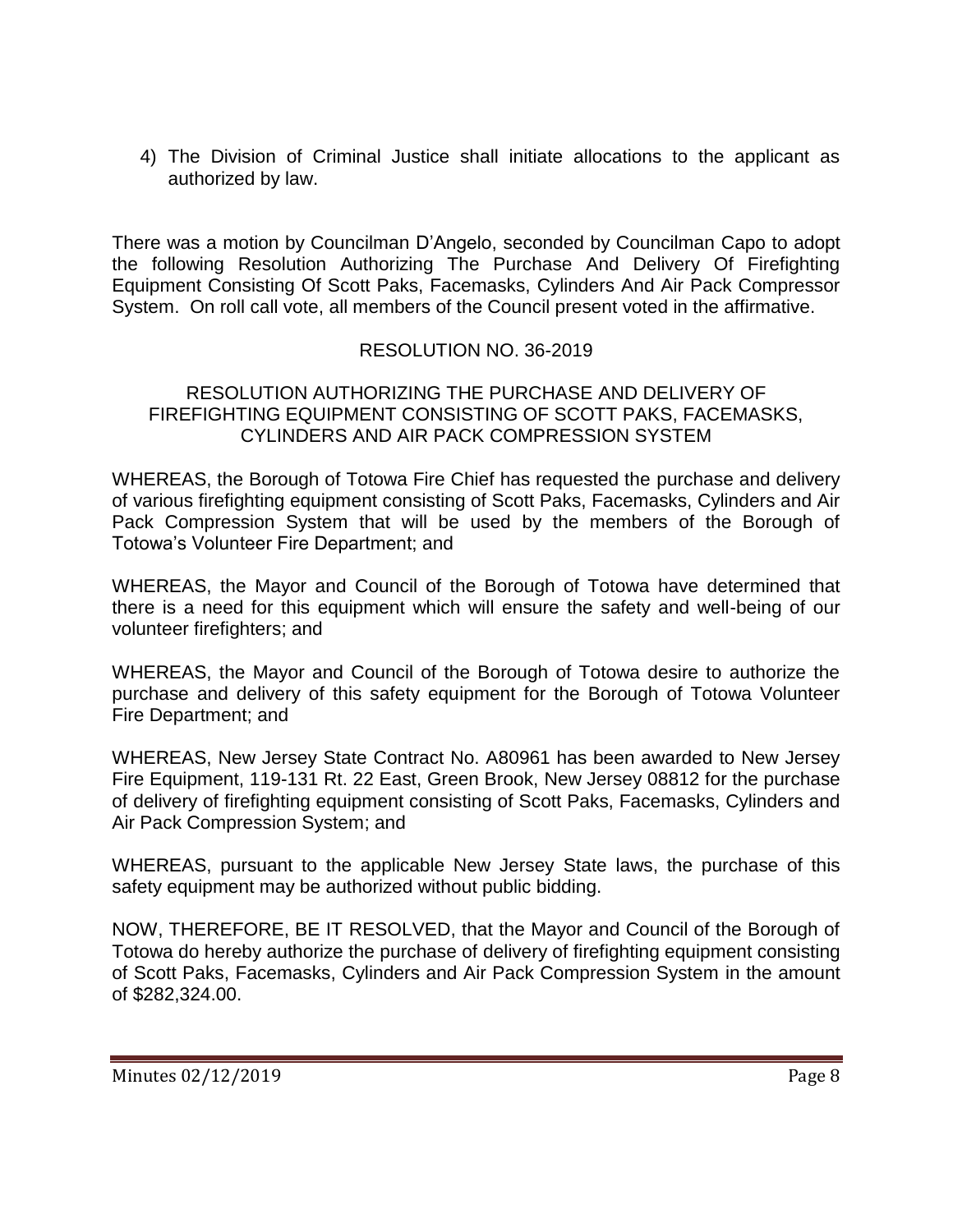4) The Division of Criminal Justice shall initiate allocations to the applicant as authorized by law.

There was a motion by Councilman D'Angelo, seconded by Councilman Capo to adopt the following Resolution Authorizing The Purchase And Delivery Of Firefighting Equipment Consisting Of Scott Paks, Facemasks, Cylinders And Air Pack Compressor System. On roll call vote, all members of the Council present voted in the affirmative.

RESOLUTION NO. 36-2019

RESOLUTION AUTHORIZING THE PURCHASE AND DELIVERY OF FIREFIGHTING EQUIPMENT CONSISTING OF SCOTT PAKS, FACEMASKS, CYLINDERS AND AIR PACK COMPRESSION SYSTEM

WHEREAS, the Borough of Totowa Fire Chief has requested the purchase and delivery of various firefighting equipment consisting of Scott Paks, Facemasks, Cylinders and Air Pack Compression System that will be used by the members of the Borough of Totowa's Volunteer Fire Department; and

WHEREAS, the Mayor and Council of the Borough of Totowa have determined that there is a need for this equipment which will ensure the safety and well-being of our volunteer firefighters; and

WHEREAS, the Mayor and Council of the Borough of Totowa desire to authorize the purchase and delivery of this safety equipment for the Borough of Totowa Volunteer Fire Department; and

WHEREAS, New Jersey State Contract No. A80961 has been awarded to New Jersey Fire Equipment, 119-131 Rt. 22 East, Green Brook, New Jersey 08812 for the purchase of delivery of firefighting equipment consisting of Scott Paks, Facemasks, Cylinders and Air Pack Compression System; and

WHEREAS, pursuant to the applicable New Jersey State laws, the purchase of this safety equipment may be authorized without public bidding.

NOW, THEREFORE, BE IT RESOLVED, that the Mayor and Council of the Borough of Totowa do hereby authorize the purchase of delivery of firefighting equipment consisting of Scott Paks, Facemasks, Cylinders and Air Pack Compression System in the amount of $282,324.00.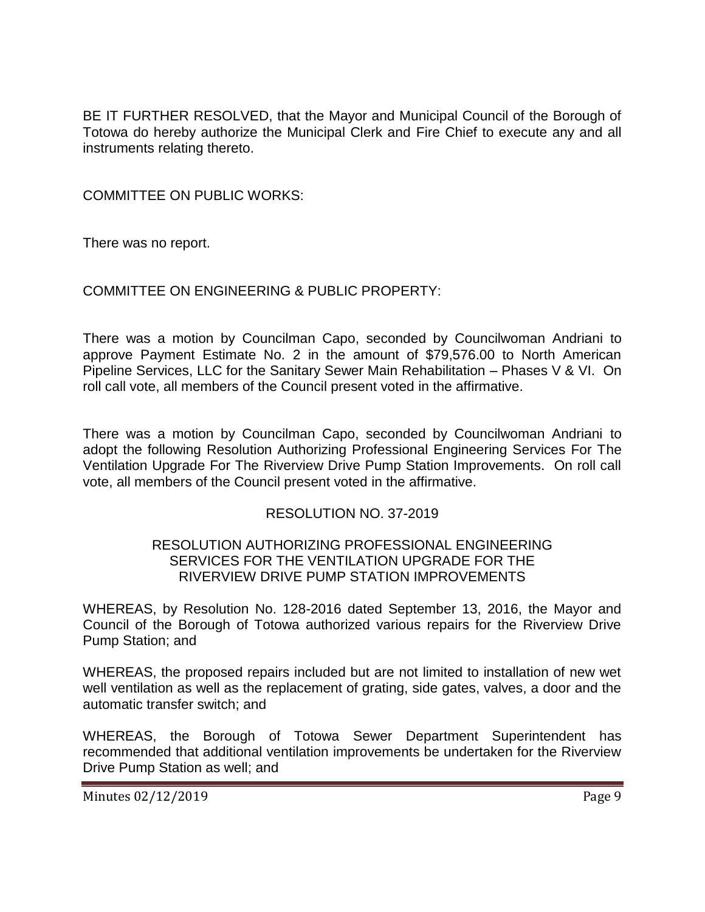BE IT FURTHER RESOLVED, that the Mayor and Municipal Council of the Borough of Totowa do hereby authorize the Municipal Clerk and Fire Chief to execute any and all instruments relating thereto.

COMMITTEE ON PUBLIC WORKS:

There was no report.

COMMITTEE ON ENGINEERING & PUBLIC PROPERTY:

There was a motion by Councilman Capo, seconded by Councilwoman Andriani to approve Payment Estimate No. 2 in the amount of $79,576.00 to North American Pipeline Services, LLC for the Sanitary Sewer Main Rehabilitation – Phases V & VI. On roll call vote, all members of the Council present voted in the affirmative.

There was a motion by Councilman Capo, seconded by Councilwoman Andriani to adopt the following Resolution Authorizing Professional Engineering Services For The Ventilation Upgrade For The Riverview Drive Pump Station Improvements. On roll call vote, all members of the Council present voted in the affirmative.

RESOLUTION NO. 37-2019

RESOLUTION AUTHORIZING PROFESSIONAL ENGINEERING SERVICES FOR THE VENTILATION UPGRADE FOR THE RIVERVIEW DRIVE PUMP STATION IMPROVEMENTS

WHEREAS, by Resolution No. 128-2016 dated September 13, 2016, the Mayor and Council of the Borough of Totowa authorized various repairs for the Riverview Drive Pump Station; and

WHEREAS, the proposed repairs included but are not limited to installation of new wet well ventilation as well as the replacement of grating, side gates, valves, a door and the automatic transfer switch; and

WHEREAS, the Borough of Totowa Sewer Department Superintendent has recommended that additional ventilation improvements be undertaken for the Riverview Drive Pump Station as well; and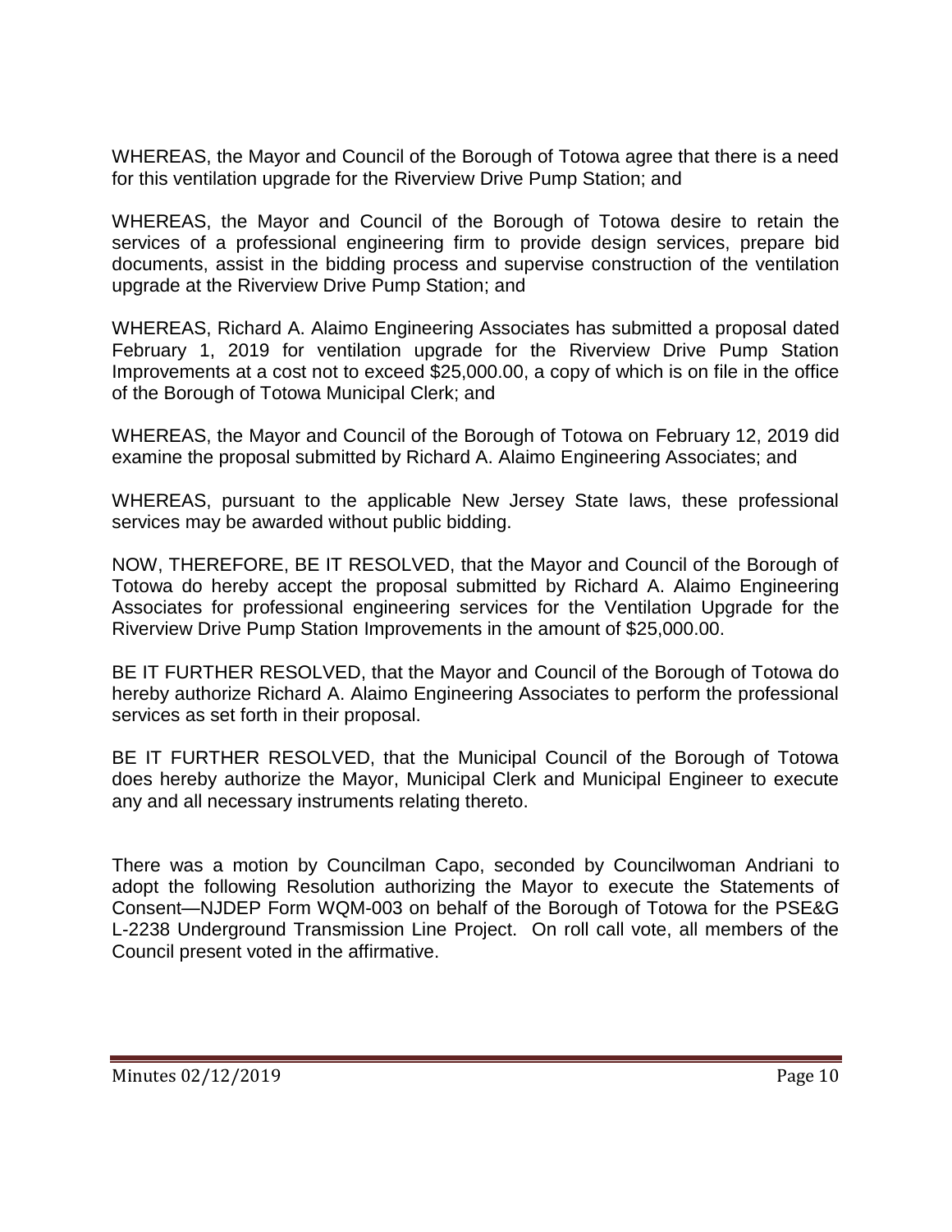WHEREAS, the Mayor and Council of the Borough of Totowa agree that there is a need for this ventilation upgrade for the Riverview Drive Pump Station; and

WHEREAS, the Mayor and Council of the Borough of Totowa desire to retain the services of a professional engineering firm to provide design services, prepare bid documents, assist in the bidding process and supervise construction of the ventilation upgrade at the Riverview Drive Pump Station; and

WHEREAS, Richard A. Alaimo Engineering Associates has submitted a proposal dated February 1, 2019 for ventilation upgrade for the Riverview Drive Pump Station Improvements at a cost not to exceed $25,000.00, a copy of which is on file in the office of the Borough of Totowa Municipal Clerk; and

WHEREAS, the Mayor and Council of the Borough of Totowa on February 12, 2019 did examine the proposal submitted by Richard A. Alaimo Engineering Associates; and

WHEREAS, pursuant to the applicable New Jersey State laws, these professional services may be awarded without public bidding.

NOW, THEREFORE, BE IT RESOLVED, that the Mayor and Council of the Borough of Totowa do hereby accept the proposal submitted by Richard A. Alaimo Engineering Associates for professional engineering services for the Ventilation Upgrade for the Riverview Drive Pump Station Improvements in the amount of $25,000.00.

BE IT FURTHER RESOLVED, that the Mayor and Council of the Borough of Totowa do hereby authorize Richard A. Alaimo Engineering Associates to perform the professional services as set forth in their proposal.

BE IT FURTHER RESOLVED, that the Municipal Council of the Borough of Totowa does hereby authorize the Mayor, Municipal Clerk and Municipal Engineer to execute any and all necessary instruments relating thereto.

There was a motion by Councilman Capo, seconded by Councilwoman Andriani to adopt the following Resolution authorizing the Mayor to execute the Statements of Consent—NJDEP Form WQM-003 on behalf of the Borough of Totowa for the PSE&G L-2238 Underground Transmission Line Project. On roll call vote, all members of the Council present voted in the affirmative.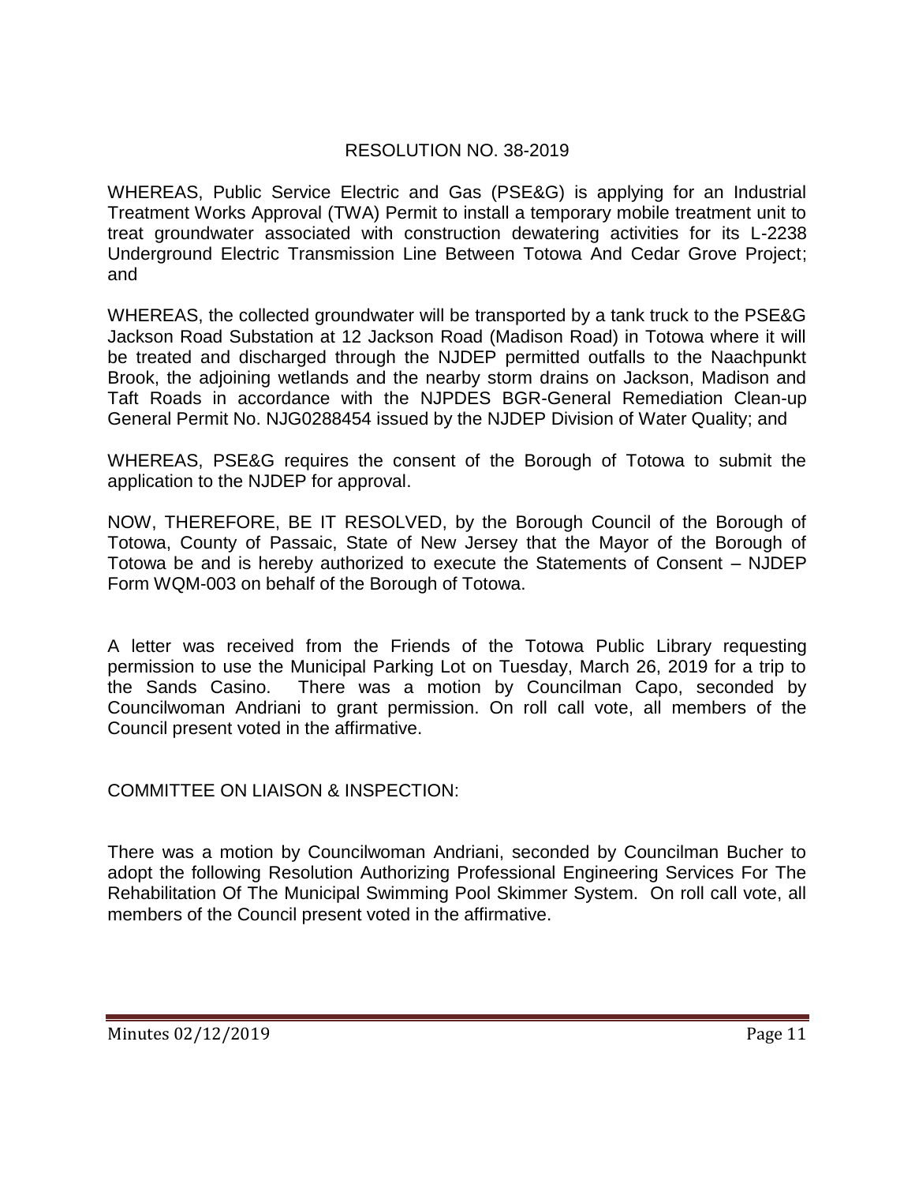RESOLUTION NO. 38-2019

WHEREAS, Public Service Electric and Gas (PSE&G) is applying for an Industrial Treatment Works Approval (TWA) Permit to install a temporary mobile treatment unit to treat groundwater associated with construction dewatering activities for its L-2238 Underground Electric Transmission Line Between Totowa And Cedar Grove Project; and

WHEREAS, the collected groundwater will be transported by a tank truck to the PSE&G Jackson Road Substation at 12 Jackson Road (Madison Road) in Totowa where it will be treated and discharged through the NJDEP permitted outfalls to the Naachpunkt Brook, the adjoining wetlands and the nearby storm drains on Jackson, Madison and Taft Roads in accordance with the NJPDES BGR-General Remediation Clean-up General Permit No. NJG0288454 issued by the NJDEP Division of Water Quality; and

WHEREAS, PSE&G requires the consent of the Borough of Totowa to submit the application to the NJDEP for approval.

NOW, THEREFORE, BE IT RESOLVED, by the Borough Council of the Borough of Totowa, County of Passaic, State of New Jersey that the Mayor of the Borough of Totowa be and is hereby authorized to execute the Statements of Consent – NJDEP Form WQM-003 on behalf of the Borough of Totowa.

A letter was received from the Friends of the Totowa Public Library requesting permission to use the Municipal Parking Lot on Tuesday, March 26, 2019 for a trip to the Sands Casino. There was a motion by Councilman Capo, seconded by Councilwoman Andriani to grant permission. On roll call vote, all members of the Council present voted in the affirmative.

COMMITTEE ON LIAISON & INSPECTION:

There was a motion by Councilwoman Andriani, seconded by Councilman Bucher to adopt the following Resolution Authorizing Professional Engineering Services For The Rehabilitation Of The Municipal Swimming Pool Skimmer System. On roll call vote, all members of the Council present voted in the affirmative.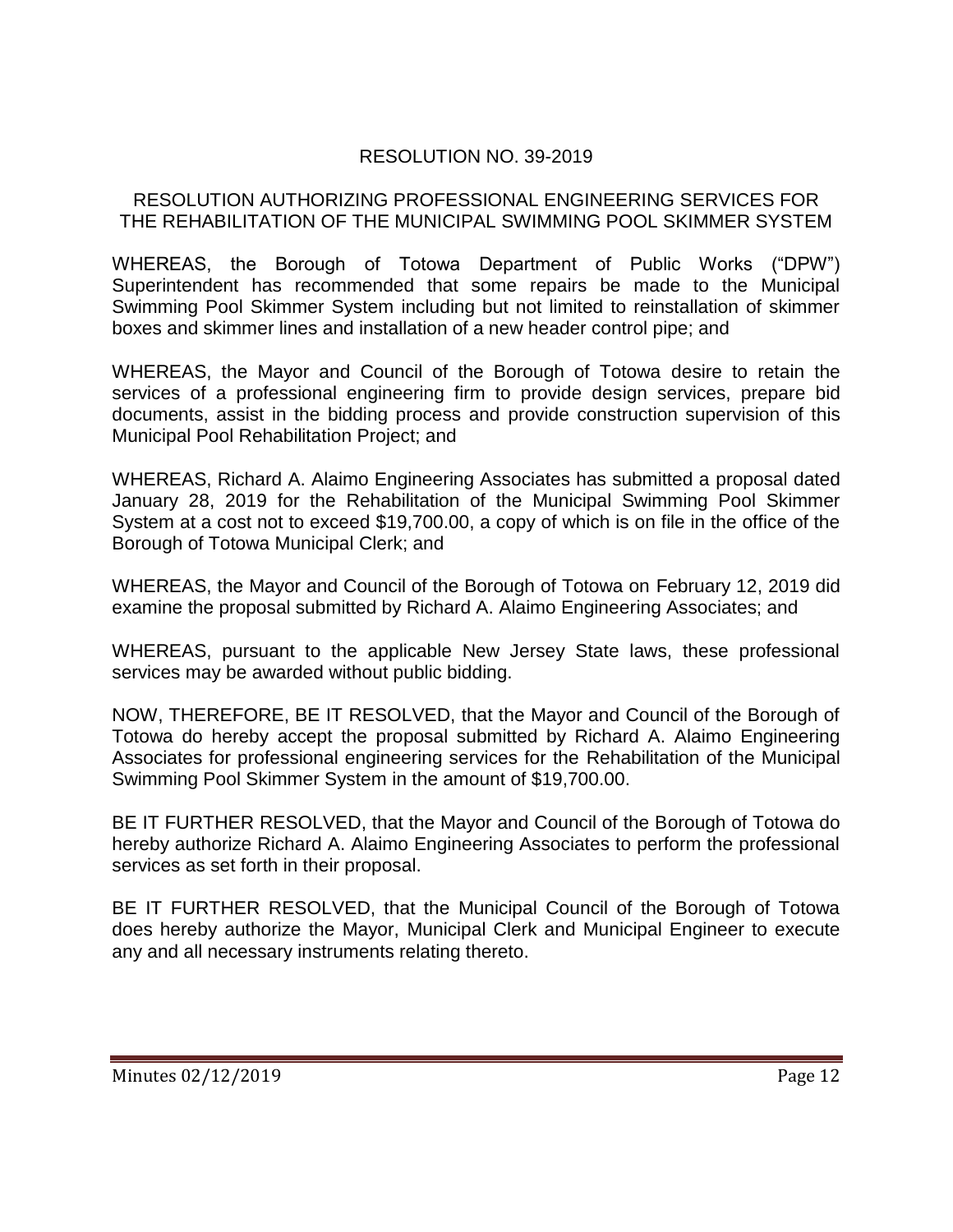## RESOLUTION NO. 39-2019

### RESOLUTION AUTHORIZING PROFESSIONAL ENGINEERING SERVICES FOR THE REHABILITATION OF THE MUNICIPAL SWIMMING POOL SKIMMER SYSTEM

WHEREAS, the Borough of Totowa Department of Public Works ("DPW") Superintendent has recommended that some repairs be made to the Municipal Swimming Pool Skimmer System including but not limited to reinstallation of skimmer boxes and skimmer lines and installation of a new header control pipe; and

WHEREAS, the Mayor and Council of the Borough of Totowa desire to retain the services of a professional engineering firm to provide design services, prepare bid documents, assist in the bidding process and provide construction supervision of this Municipal Pool Rehabilitation Project; and

WHEREAS, Richard A. Alaimo Engineering Associates has submitted a proposal dated January 28, 2019 for the Rehabilitation of the Municipal Swimming Pool Skimmer System at a cost not to exceed $19,700.00, a copy of which is on file in the office of the Borough of Totowa Municipal Clerk; and

WHEREAS, the Mayor and Council of the Borough of Totowa on February 12, 2019 did examine the proposal submitted by Richard A. Alaimo Engineering Associates; and

WHEREAS, pursuant to the applicable New Jersey State laws, these professional services may be awarded without public bidding.

NOW, THEREFORE, BE IT RESOLVED, that the Mayor and Council of the Borough of Totowa do hereby accept the proposal submitted by Richard A. Alaimo Engineering Associates for professional engineering services for the Rehabilitation of the Municipal Swimming Pool Skimmer System in the amount of $19,700.00.

BE IT FURTHER RESOLVED, that the Mayor and Council of the Borough of Totowa do hereby authorize Richard A. Alaimo Engineering Associates to perform the professional services as set forth in their proposal.

BE IT FURTHER RESOLVED, that the Municipal Council of the Borough of Totowa does hereby authorize the Mayor, Municipal Clerk and Municipal Engineer to execute any and all necessary instruments relating thereto.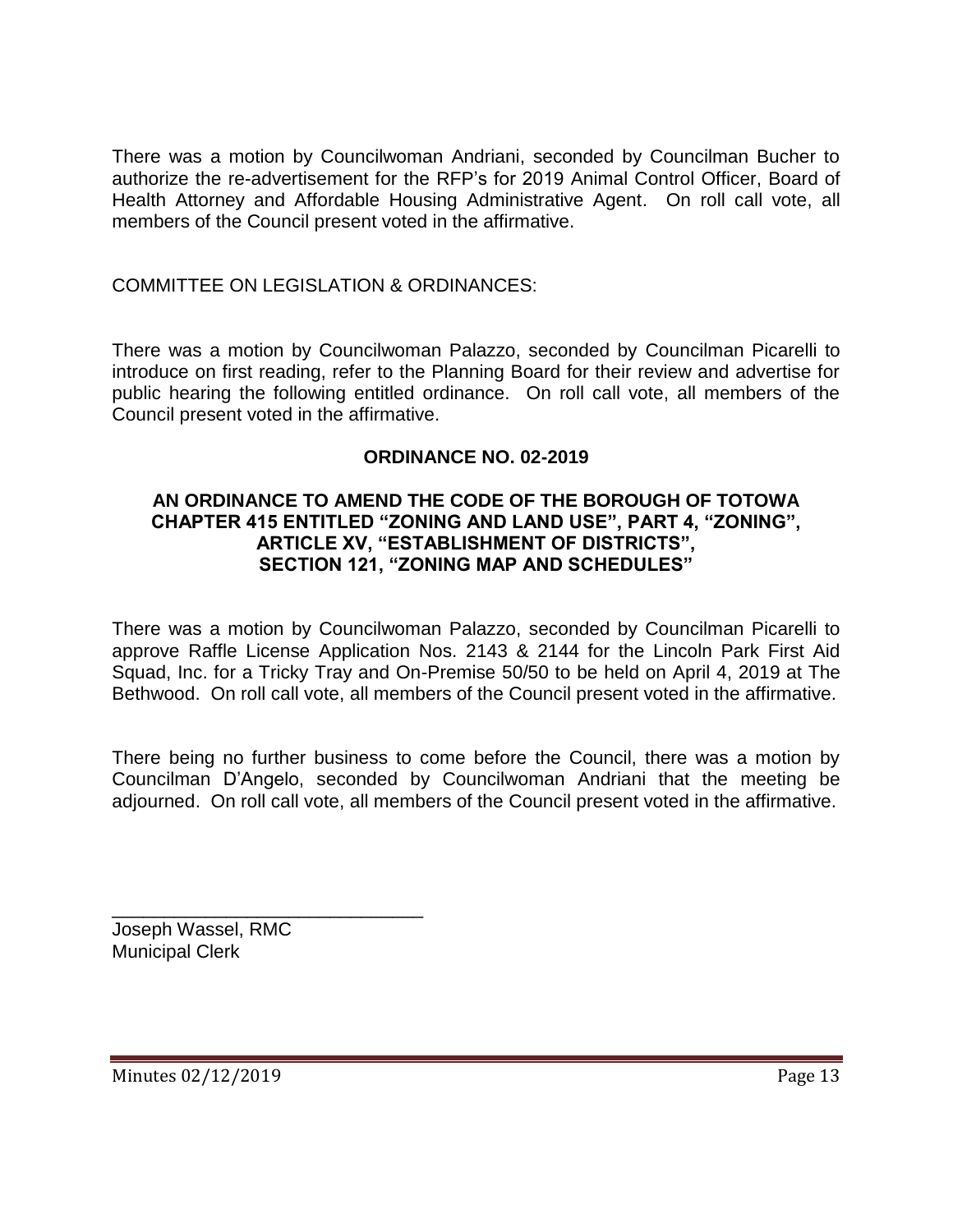There was a motion by Councilwoman Andriani, seconded by Councilman Bucher to authorize the re-advertisement for the RFP's for 2019 Animal Control Officer, Board of Health Attorney and Affordable Housing Administrative Agent. On roll call vote, all members of the Council present voted in the affirmative.

COMMITTEE ON LEGISLATION & ORDINANCES:

There was a motion by Councilwoman Palazzo, seconded by Councilman Picarelli to introduce on first reading, refer to the Planning Board for their review and advertise for public hearing the following entitled ordinance. On roll call vote, all members of the Council present voted in the affirmative.

**ORDINANCE NO. 02-2019**

**AN ORDINANCE TO AMEND THE CODE OF THE BOROUGH OF TOTOWA CHAPTER 415 ENTITLED "ZONING AND LAND USE", PART 4, "ZONING", ARTICLE XV, "ESTABLISHMENT OF DISTRICTS", SECTION 121, "ZONING MAP AND SCHEDULES"**

There was a motion by Councilwoman Palazzo, seconded by Councilman Picarelli to approve Raffle License Application Nos. 2143 & 2144 for the Lincoln Park First Aid Squad, Inc. for a Tricky Tray and On-Premise 50/50 to be held on April 4, 2019 at The Bethwood. On roll call vote, all members of the Council present voted in the affirmative.

There being no further business to come before the Council, there was a motion by Councilman D'Angelo, seconded by Councilwoman Andriani that the meeting be adjourned. On roll call vote, all members of the Council present voted in the affirmative.

\_\_\_\_\_\_\_\_\_\_\_\_\_\_\_\_\_\_\_\_\_\_\_\_\_\_\_\_\_\_\_

Joseph Wassel, RMC
Municipal Clerk